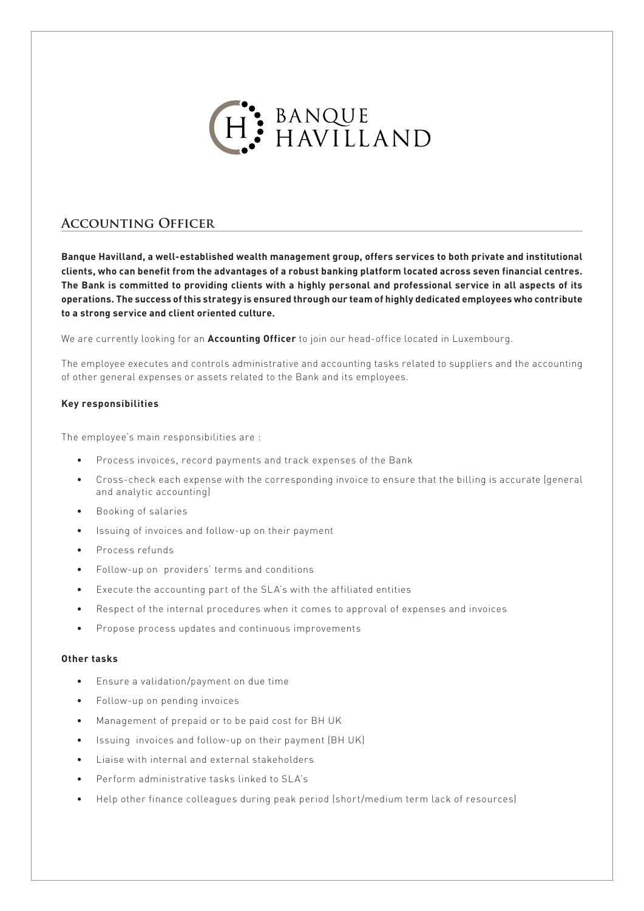BANQUE HAVILLAND

## Accounting Officer

**Banque Havilland, a well-established wealth management group, offers services to both private and institutional clients, who can benefit from the advantages of a robust banking platform located across seven financial centres. The Bank is committed to providing clients with a highly personal and professional service in all aspects of its operations. The success of this strategy is ensured through our team of highly dedicated employees who contribute to a strong service and client oriented culture.**

We are currently looking for an **Accounting Officer** to join our head-office located in Luxembourg.

The employee executes and controls administrative and accounting tasks related to suppliers and the accounting of other general expenses or assets related to the Bank and its employees.

**Key responsibilities**

The employee's main responsibilities are :

- Process invoices, record payments and track expenses of the Bank
- Cross-check each expense with the corresponding invoice to ensure that the billing is accurate (general and analytic accounting)
- Booking of salaries
- Issuing of invoices and follow-up on their payment
- Process refunds
- Follow-up on providers' terms and conditions
- Execute the accounting part of the SLA's with the affiliated entities
- Respect of the internal procedures when it comes to approval of expenses and invoices
- Propose process updates and continuous improvements

**Other tasks**

- Ensure a validation/payment on due time
- Follow-up on pending invoices
- Management of prepaid or to be paid cost for BH UK
- Issuing invoices and follow-up on their payment (BH UK)
- Liaise with internal and external stakeholders
- Perform administrative tasks linked to SLA's
- Help other finance colleagues during peak period (short/medium term lack of resources)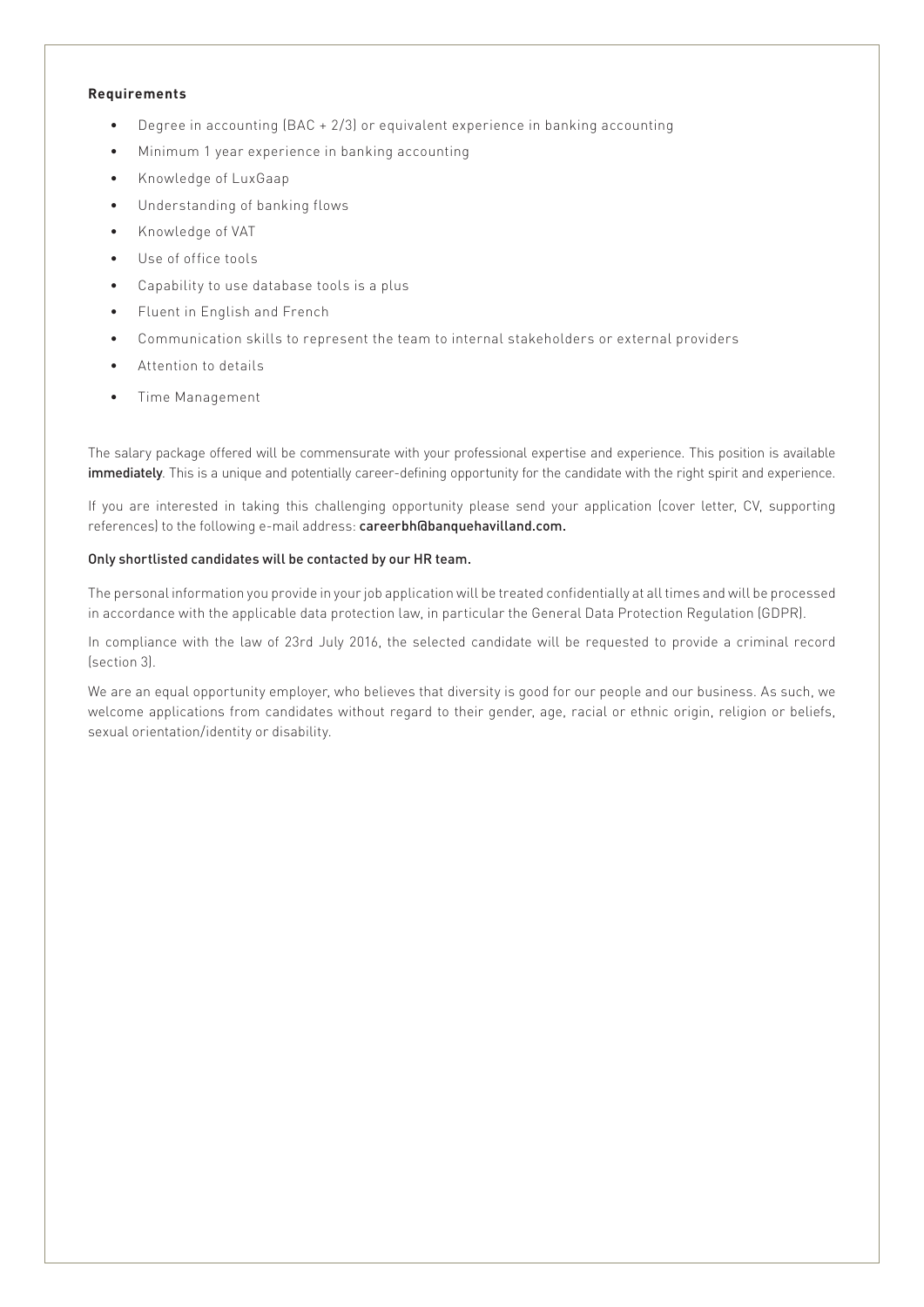**Requirements**

- Degree in accounting (BAC + 2/3) or equivalent experience in banking accounting
- Minimum 1 year experience in banking accounting
- Knowledge of LuxGaap
- Understanding of banking flows
- Knowledge of VAT
- Use of office tools
- Capability to use database tools is a plus
- Fluent in English and French
- Communication skills to represent the team to internal stakeholders or external providers
- Attention to details
- Time Management

The salary package offered will be commensurate with your professional expertise and experience. This position is available **immediately**. This is a unique and potentially career-defining opportunity for the candidate with the right spirit and experience.

If you are interested in taking this challenging opportunity please send your application (cover letter, CV, supporting references) to the following e-mail address: **careerbh@banquehavilland.com.**

**Only shortlisted candidates will be contacted by our HR team.**

The personal information you provide in your job application will be treated confidentially at all times and will be processed in accordance with the applicable data protection law, in particular the General Data Protection Regulation (GDPR).

In compliance with the law of 23rd July 2016, the selected candidate will be requested to provide a criminal record (section 3).

We are an equal opportunity employer, who believes that diversity is good for our people and our business. As such, we welcome applications from candidates without regard to their gender, age, racial or ethnic origin, religion or beliefs, sexual orientation/identity or disability.